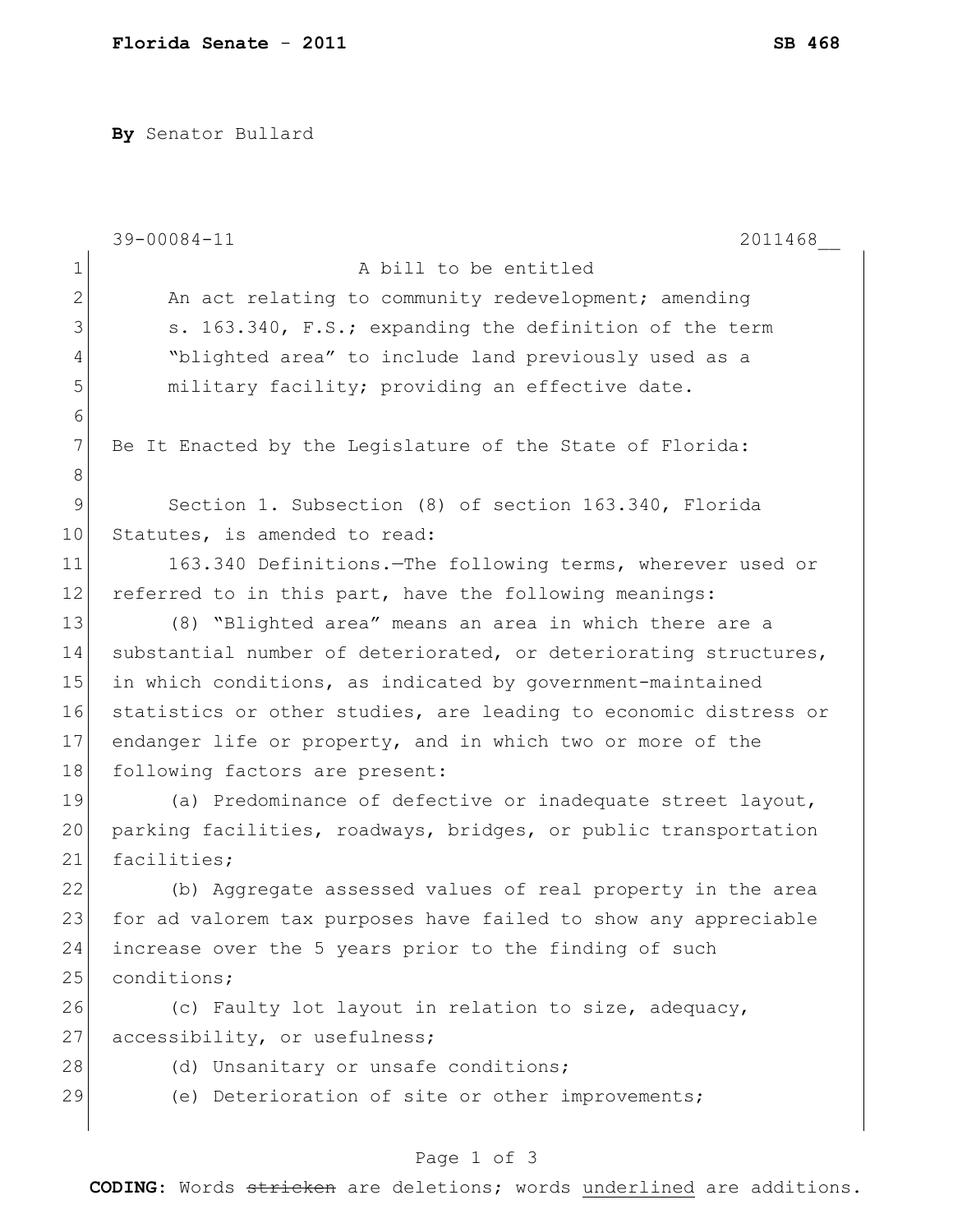**By** Senator Bullard

39-00084-11 2011468__

A bill to be entitled

An act relating to community redevelopment; amending s. 163.340, F.S.; expanding the definition of the term "blighted area" to include land previously used as a military facility; providing an effective date.

Be It Enacted by the Legislature of the State of Florida:

Section 1. Subsection (8) of section 163.340, Florida Statutes, is amended to read:

163.340 Definitions.—The following terms, wherever used or referred to in this part, have the following meanings:

(8) "Blighted area" means an area in which there are a substantial number of deteriorated, or deteriorating structures, in which conditions, as indicated by government-maintained statistics or other studies, are leading to economic distress or endanger life or property, and in which two or more of the following factors are present:

(a) Predominance of defective or inadequate street layout, parking facilities, roadways, bridges, or public transportation facilities;

(b) Aggregate assessed values of real property in the area for ad valorem tax purposes have failed to show any appreciable increase over the 5 years prior to the finding of such conditions;

(c) Faulty lot layout in relation to size, adequacy, accessibility, or usefulness;

(d) Unsanitary or unsafe conditions;

(e) Deterioration of site or other improvements;

**CODING:** Words ~~stricken~~ are deletions; words underlined are additions.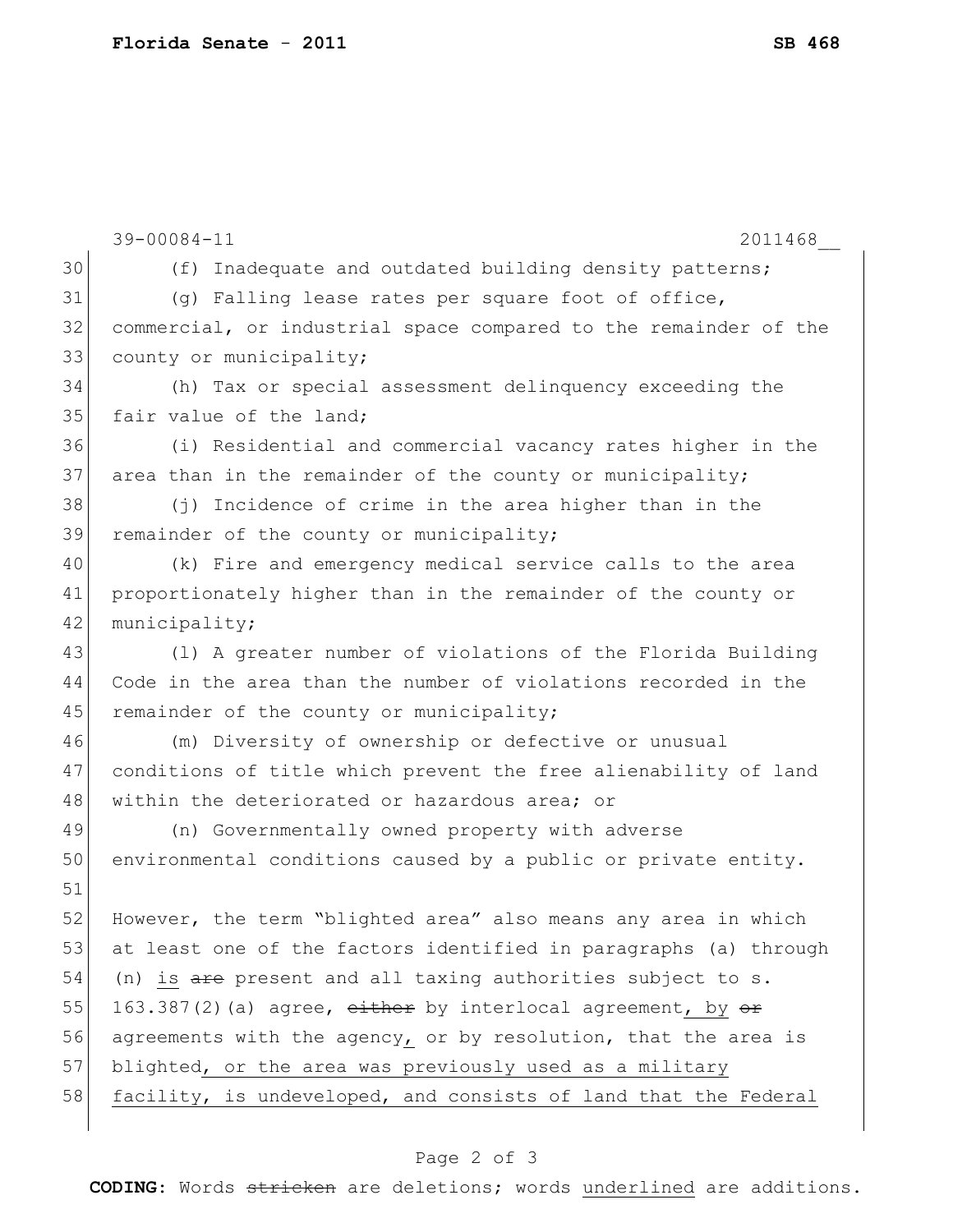39-00084-11 2011468__

(f) Inadequate and outdated building density patterns;

(g) Falling lease rates per square foot of office, commercial, or industrial space compared to the remainder of the county or municipality;

(h) Tax or special assessment delinquency exceeding the fair value of the land;

(i) Residential and commercial vacancy rates higher in the area than in the remainder of the county or municipality;

(j) Incidence of crime in the area higher than in the remainder of the county or municipality;

(k) Fire and emergency medical service calls to the area proportionately higher than in the remainder of the county or municipality;

(l) A greater number of violations of the Florida Building Code in the area than the number of violations recorded in the remainder of the county or municipality;

(m) Diversity of ownership or defective or unusual conditions of title which prevent the free alienability of land within the deteriorated or hazardous area; or

(n) Governmentally owned property with adverse environmental conditions caused by a public or private entity.

However, the term "blighted area" also means any area in which at least one of the factors identified in paragraphs (a) through (n) <u>is</u> ~~are~~ present and all taxing authorities subject to s. 163.387(2)(a) agree, ~~either~~ by interlocal agreement<u>,</u> <u>by</u> ~~or~~ agreements with the agency<u>,</u> or by resolution, that the area is blighted<u>, or the area was previously used as a military facility, is undeveloped, and consists of land that the Federal</u>

**CODING:** Words ~~stricken~~ are deletions; words <u>underlined</u> are additions.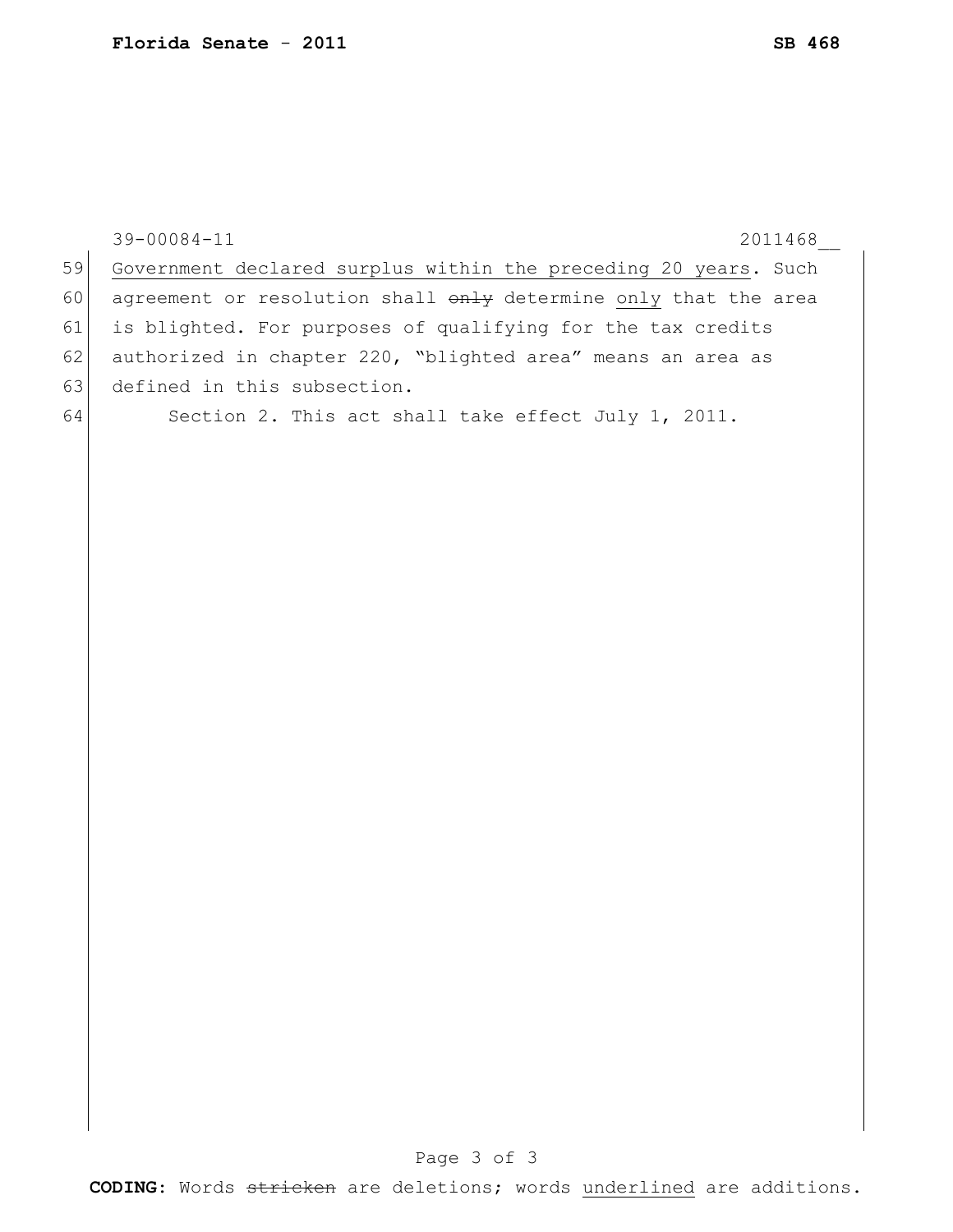39-00084-11 2011468__

59 <u>Government declared surplus within the preceding 20 years</u>. Such
60 agreement or resolution shall ~~only~~ determine <u>only</u> that the area
61 is blighted. For purposes of qualifying for the tax credits
62 authorized in chapter 220, "blighted area" means an area as
63 defined in this subsection.
64 Section 2. This act shall take effect July 1, 2011.

**CODING:** Words ~~stricken~~ are deletions; words <u>underlined</u> are additions.